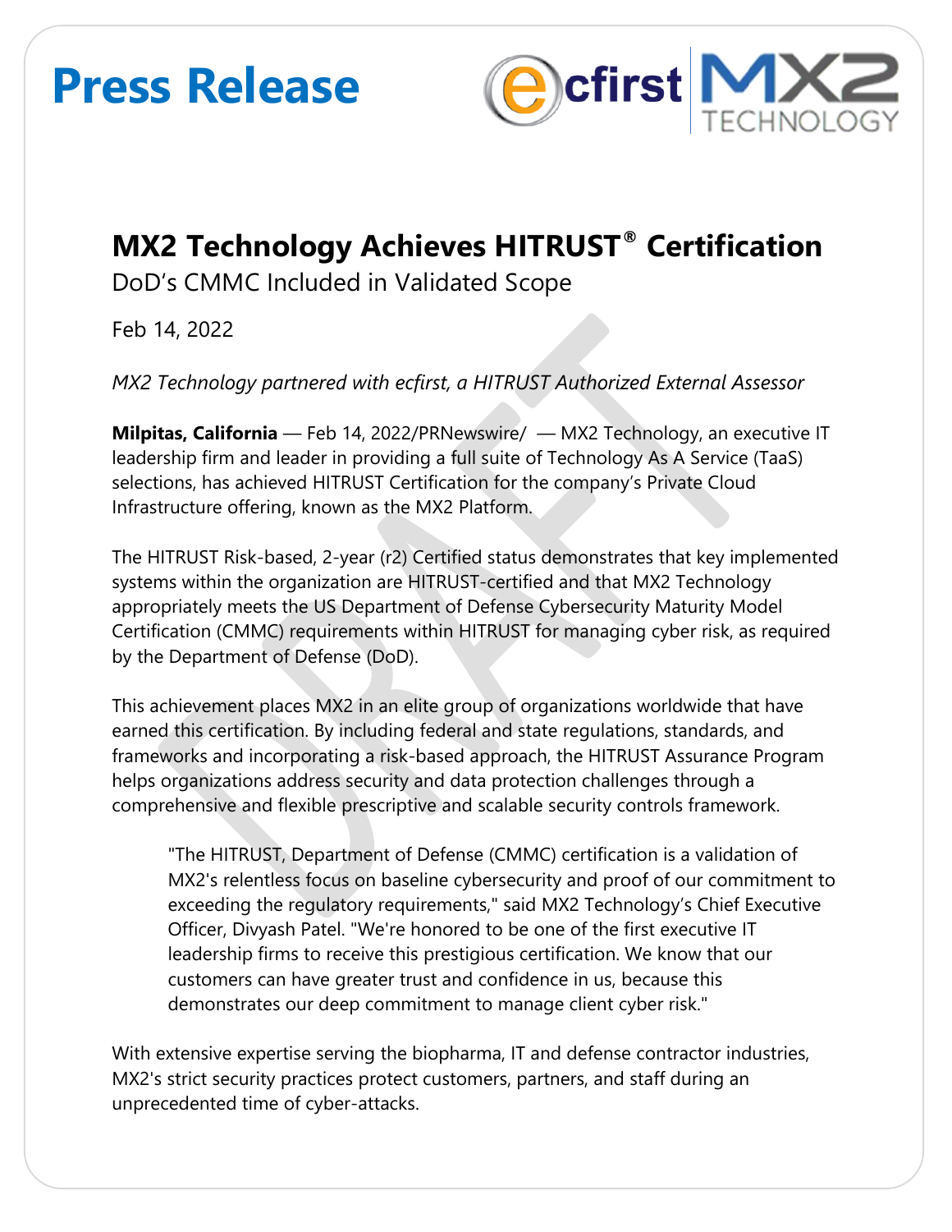# Press Release

## MX2 Technology Achieves HITRUST® Certification

DoD's CMMC Included in Validated Scope

Feb 14, 2022

*MX2 Technology partnered with ecfirst, a HITRUST Authorized External Assessor*

**Milpitas, California** — Feb 14, 2022/PRNewswire/ — MX2 Technology, an executive IT leadership firm and leader in providing a full suite of Technology As A Service (TaaS) selections, has achieved HITRUST Certification for the company's Private Cloud Infrastructure offering, known as the MX2 Platform.

The HITRUST Risk-based, 2-year (r2) Certified status demonstrates that key implemented systems within the organization are HITRUST-certified and that MX2 Technology appropriately meets the US Department of Defense Cybersecurity Maturity Model Certification (CMMC) requirements within HITRUST for managing cyber risk, as required by the Department of Defense (DoD).

This achievement places MX2 in an elite group of organizations worldwide that have earned this certification. By including federal and state regulations, standards, and frameworks and incorporating a risk-based approach, the HITRUST Assurance Program helps organizations address security and data protection challenges through a comprehensive and flexible prescriptive and scalable security controls framework.

> "The HITRUST, Department of Defense (CMMC) certification is a validation of MX2's relentless focus on baseline cybersecurity and proof of our commitment to exceeding the regulatory requirements," said MX2 Technology's Chief Executive Officer, Divyash Patel. "We're honored to be one of the first executive IT leadership firms to receive this prestigious certification. We know that our customers can have greater trust and confidence in us, because this demonstrates our deep commitment to manage client cyber risk."

With extensive expertise serving the biopharma, IT and defense contractor industries, MX2's strict security practices protect customers, partners, and staff during an unprecedented time of cyber-attacks.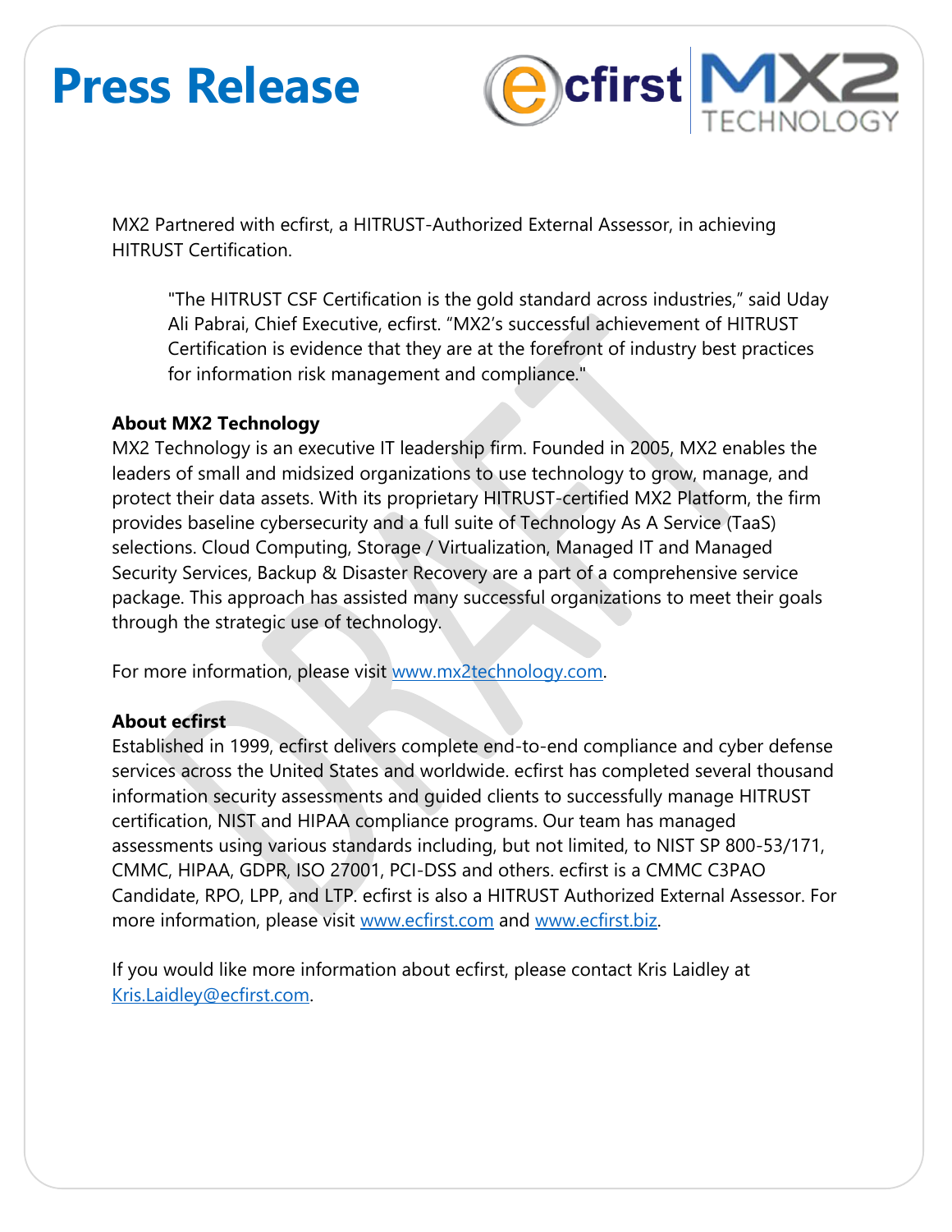# Press Release

MX2 Partnered with ecfirst, a HITRUST-Authorized External Assessor, in achieving HITRUST Certification.

> "The HITRUST CSF Certification is the gold standard across industries," said Uday Ali Pabrai, Chief Executive, ecfirst. "MX2's successful achievement of HITRUST Certification is evidence that they are at the forefront of industry best practices for information risk management and compliance."

**About MX2 Technology**

MX2 Technology is an executive IT leadership firm. Founded in 2005, MX2 enables the leaders of small and midsized organizations to use technology to grow, manage, and protect their data assets. With its proprietary HITRUST-certified MX2 Platform, the firm provides baseline cybersecurity and a full suite of Technology As A Service (TaaS) selections. Cloud Computing, Storage / Virtualization, Managed IT and Managed Security Services, Backup & Disaster Recovery are a part of a comprehensive service package. This approach has assisted many successful organizations to meet their goals through the strategic use of technology.

For more information, please visit [www.mx2technology.com](http://www.mx2technology.com).

**About ecfirst**

Established in 1999, ecfirst delivers complete end-to-end compliance and cyber defense services across the United States and worldwide. ecfirst has completed several thousand information security assessments and guided clients to successfully manage HITRUST certification, NIST and HIPAA compliance programs. Our team has managed assessments using various standards including, but not limited, to NIST SP 800-53/171, CMMC, HIPAA, GDPR, ISO 27001, PCI-DSS and others. ecfirst is a CMMC C3PAO Candidate, RPO, LPP, and LTP. ecfirst is also a HITRUST Authorized External Assessor. For more information, please visit [www.ecfirst.com](http://www.ecfirst.com) and [www.ecfirst.biz](http://www.ecfirst.biz).

If you would like more information about ecfirst, please contact Kris Laidley at [Kris.Laidley@ecfirst.com](mailto:Kris.Laidley@ecfirst.com).